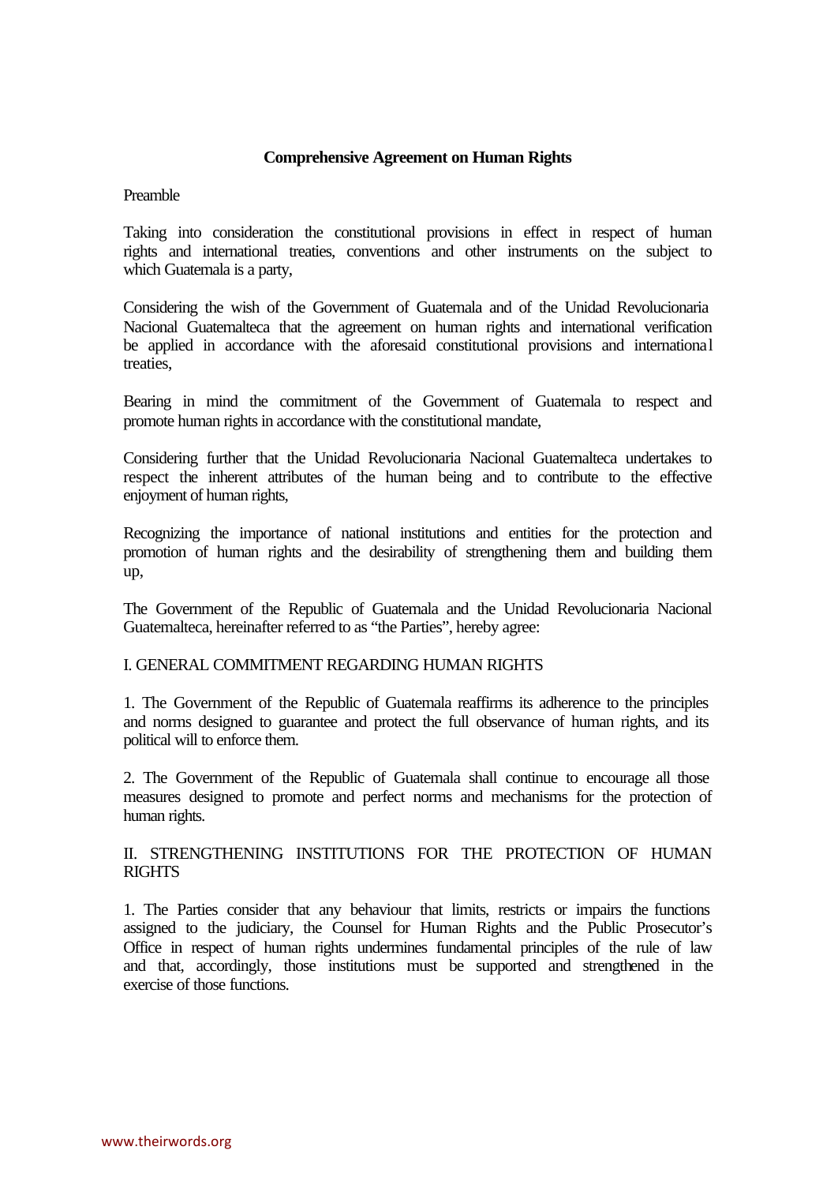# Comprehensive Agreement on Human Rights

Preamble

Taking into consideration the constitutional provisions in effect in respect of human rights and international treaties, conventions and other instruments on the subject to which Guatemala is a party,

Considering the wish of the Government of Guatemala and of the Unidad Revolucionaria Nacional Guatemalteca that the agreement on human rights and international verification be applied in accordance with the aforesaid constitutional provisions and international treaties,

Bearing in mind the commitment of the Government of Guatemala to respect and promote human rights in accordance with the constitutional mandate,

Considering further that the Unidad Revolucionaria Nacional Guatemalteca undertakes to respect the inherent attributes of the human being and to contribute to the effective enjoyment of human rights,

Recognizing the importance of national institutions and entities for the protection and promotion of human rights and the desirability of strengthening them and building them up,

The Government of the Republic of Guatemala and the Unidad Revolucionaria Nacional Guatemalteca, hereinafter referred to as "the Parties", hereby agree:

## I. GENERAL COMMITMENT REGARDING HUMAN RIGHTS

1. The Government of the Republic of Guatemala reaffirms its adherence to the principles and norms designed to guarantee and protect the full observance of human rights, and its political will to enforce them.

2. The Government of the Republic of Guatemala shall continue to encourage all those measures designed to promote and perfect norms and mechanisms for the protection of human rights.

## II. STRENGTHENING INSTITUTIONS FOR THE PROTECTION OF HUMAN RIGHTS

1. The Parties consider that any behaviour that limits, restricts or impairs the functions assigned to the judiciary, the Counsel for Human Rights and the Public Prosecutor's Office in respect of human rights undermines fundamental principles of the rule of law and that, accordingly, those institutions must be supported and strengthened in the exercise of those functions.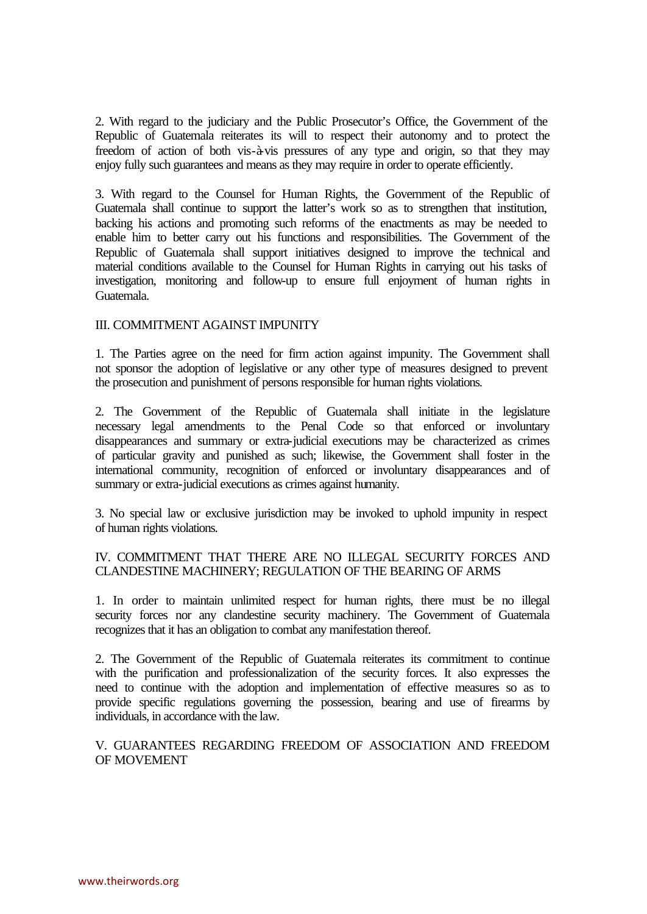2. With regard to the judiciary and the Public Prosecutor's Office, the Government of the Republic of Guatemala reiterates its will to respect their autonomy and to protect the freedom of action of both vis-à-vis pressures of any type and origin, so that they may enjoy fully such guarantees and means as they may require in order to operate efficiently.

3. With regard to the Counsel for Human Rights, the Government of the Republic of Guatemala shall continue to support the latter's work so as to strengthen that institution, backing his actions and promoting such reforms of the enactments as may be needed to enable him to better carry out his functions and responsibilities. The Government of the Republic of Guatemala shall support initiatives designed to improve the technical and material conditions available to the Counsel for Human Rights in carrying out his tasks of investigation, monitoring and follow-up to ensure full enjoyment of human rights in Guatemala.

## III. COMMITMENT AGAINST IMPUNITY

1. The Parties agree on the need for firm action against impunity. The Government shall not sponsor the adoption of legislative or any other type of measures designed to prevent the prosecution and punishment of persons responsible for human rights violations.

2. The Government of the Republic of Guatemala shall initiate in the legislature necessary legal amendments to the Penal Code so that enforced or involuntary disappearances and summary or extra-judicial executions may be characterized as crimes of particular gravity and punished as such; likewise, the Government shall foster in the international community, recognition of enforced or involuntary disappearances and of summary or extra-judicial executions as crimes against humanity.

3. No special law or exclusive jurisdiction may be invoked to uphold impunity in respect of human rights violations.

## IV. COMMITMENT THAT THERE ARE NO ILLEGAL SECURITY FORCES AND CLANDESTINE MACHINERY; REGULATION OF THE BEARING OF ARMS

1. In order to maintain unlimited respect for human rights, there must be no illegal security forces nor any clandestine security machinery. The Government of Guatemala recognizes that it has an obligation to combat any manifestation thereof.

2. The Government of the Republic of Guatemala reiterates its commitment to continue with the purification and professionalization of the security forces. It also expresses the need to continue with the adoption and implementation of effective measures so as to provide specific regulations governing the possession, bearing and use of firearms by individuals, in accordance with the law.

## V. GUARANTEES REGARDING FREEDOM OF ASSOCIATION AND FREEDOM OF MOVEMENT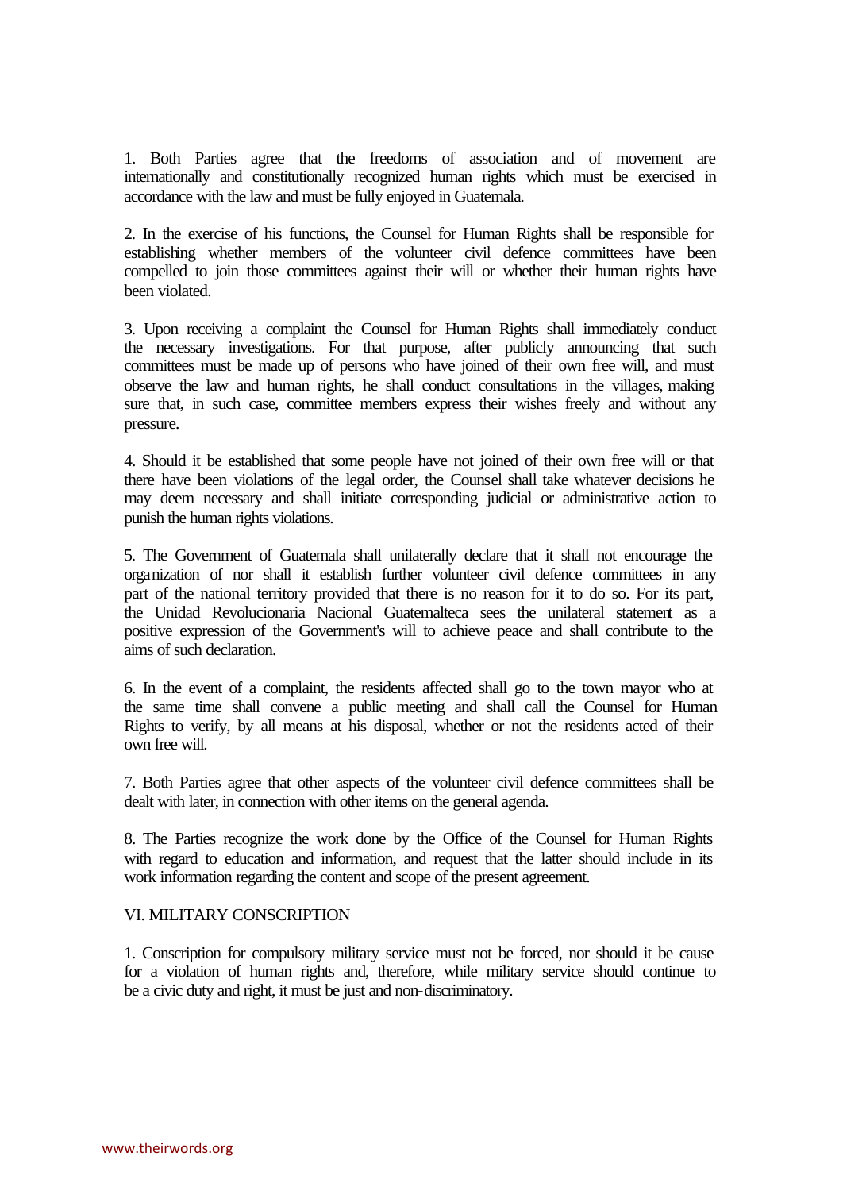1. Both Parties agree that the freedoms of association and of movement are internationally and constitutionally recognized human rights which must be exercised in accordance with the law and must be fully enjoyed in Guatemala.

2. In the exercise of his functions, the Counsel for Human Rights shall be responsible for establishing whether members of the volunteer civil defence committees have been compelled to join those committees against their will or whether their human rights have been violated.

3. Upon receiving a complaint the Counsel for Human Rights shall immediately conduct the necessary investigations. For that purpose, after publicly announcing that such committees must be made up of persons who have joined of their own free will, and must observe the law and human rights, he shall conduct consultations in the villages, making sure that, in such case, committee members express their wishes freely and without any pressure.

4. Should it be established that some people have not joined of their own free will or that there have been violations of the legal order, the Counsel shall take whatever decisions he may deem necessary and shall initiate corresponding judicial or administrative action to punish the human rights violations.

5. The Government of Guatemala shall unilaterally declare that it shall not encourage the organization of nor shall it establish further volunteer civil defence committees in any part of the national territory provided that there is no reason for it to do so. For its part, the Unidad Revolucionaria Nacional Guatemalteca sees the unilateral statement as a positive expression of the Government's will to achieve peace and shall contribute to the aims of such declaration.

6. In the event of a complaint, the residents affected shall go to the town mayor who at the same time shall convene a public meeting and shall call the Counsel for Human Rights to verify, by all means at his disposal, whether or not the residents acted of their own free will.

7. Both Parties agree that other aspects of the volunteer civil defence committees shall be dealt with later, in connection with other items on the general agenda.

8. The Parties recognize the work done by the Office of the Counsel for Human Rights with regard to education and information, and request that the latter should include in its work information regarding the content and scope of the present agreement.

## VI. MILITARY CONSCRIPTION

1. Conscription for compulsory military service must not be forced, nor should it be cause for a violation of human rights and, therefore, while military service should continue to be a civic duty and right, it must be just and non-discriminatory.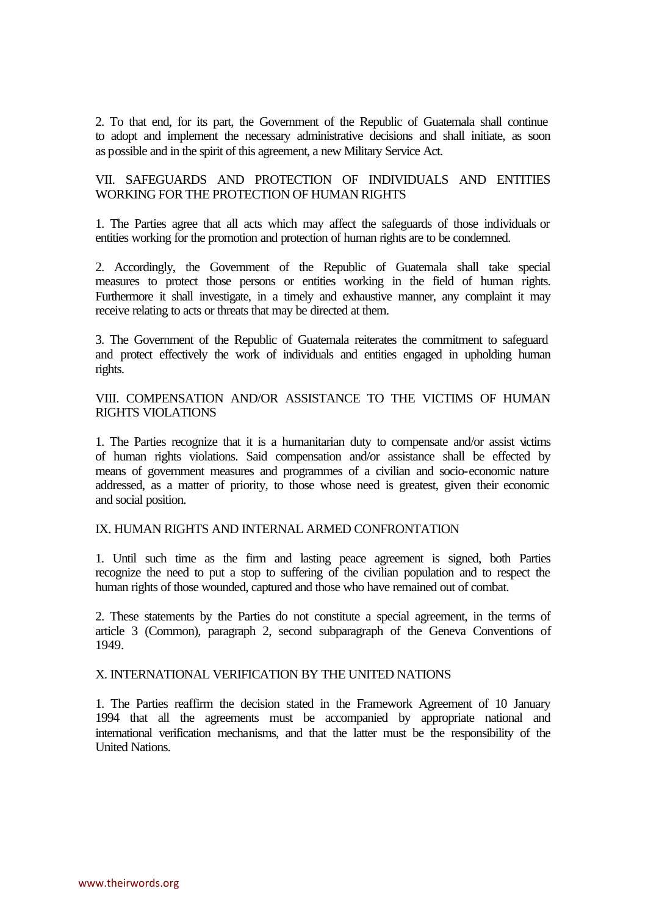2. To that end, for its part, the Government of the Republic of Guatemala shall continue to adopt and implement the necessary administrative decisions and shall initiate, as soon as possible and in the spirit of this agreement, a new Military Service Act.

## VII. SAFEGUARDS AND PROTECTION OF INDIVIDUALS AND ENTITIES WORKING FOR THE PROTECTION OF HUMAN RIGHTS

1. The Parties agree that all acts which may affect the safeguards of those individuals or entities working for the promotion and protection of human rights are to be condemned.

2. Accordingly, the Government of the Republic of Guatemala shall take special measures to protect those persons or entities working in the field of human rights. Furthermore it shall investigate, in a timely and exhaustive manner, any complaint it may receive relating to acts or threats that may be directed at them.

3. The Government of the Republic of Guatemala reiterates the commitment to safeguard and protect effectively the work of individuals and entities engaged in upholding human rights.

## VIII. COMPENSATION AND/OR ASSISTANCE TO THE VICTIMS OF HUMAN RIGHTS VIOLATIONS

1. The Parties recognize that it is a humanitarian duty to compensate and/or assist victims of human rights violations. Said compensation and/or assistance shall be effected by means of government measures and programmes of a civilian and socio-economic nature addressed, as a matter of priority, to those whose need is greatest, given their economic and social position.

## IX. HUMAN RIGHTS AND INTERNAL ARMED CONFRONTATION

1. Until such time as the firm and lasting peace agreement is signed, both Parties recognize the need to put a stop to suffering of the civilian population and to respect the human rights of those wounded, captured and those who have remained out of combat.

2. These statements by the Parties do not constitute a special agreement, in the terms of article 3 (Common), paragraph 2, second subparagraph of the Geneva Conventions of 1949.

## X. INTERNATIONAL VERIFICATION BY THE UNITED NATIONS

1. The Parties reaffirm the decision stated in the Framework Agreement of 10 January 1994 that all the agreements must be accompanied by appropriate national and international verification mechanisms, and that the latter must be the responsibility of the United Nations.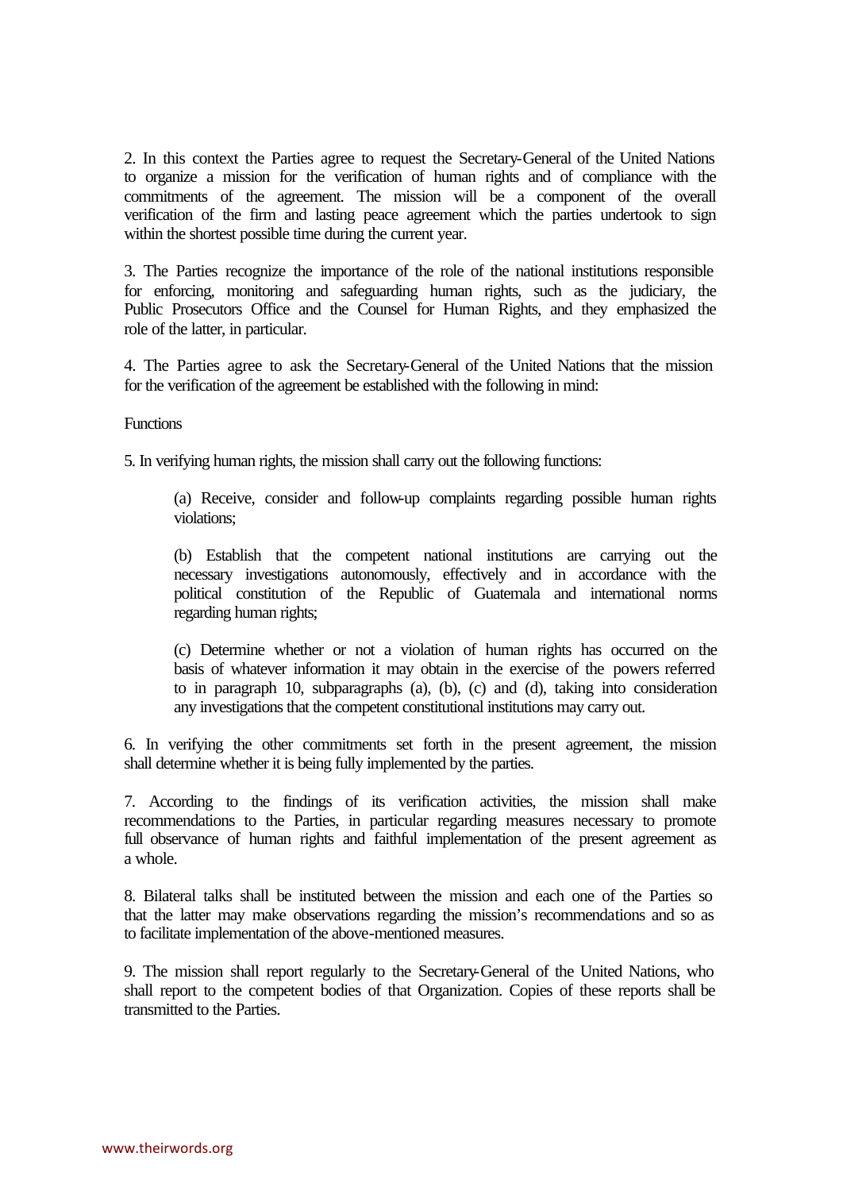2. In this context the Parties agree to request the Secretary-General of the United Nations to organize a mission for the verification of human rights and of compliance with the commitments of the agreement. The mission will be a component of the overall verification of the firm and lasting peace agreement which the parties undertook to sign within the shortest possible time during the current year.

3. The Parties recognize the importance of the role of the national institutions responsible for enforcing, monitoring and safeguarding human rights, such as the judiciary, the Public Prosecutors Office and the Counsel for Human Rights, and they emphasized the role of the latter, in particular.

4. The Parties agree to ask the Secretary-General of the United Nations that the mission for the verification of the agreement be established with the following in mind:

Functions

5. In verifying human rights, the mission shall carry out the following functions:

> (a) Receive, consider and follow-up complaints regarding possible human rights violations;
>
> (b) Establish that the competent national institutions are carrying out the necessary investigations autonomously, effectively and in accordance with the political constitution of the Republic of Guatemala and international norms regarding human rights;
>
> (c) Determine whether or not a violation of human rights has occurred on the basis of whatever information it may obtain in the exercise of the powers referred to in paragraph 10, subparagraphs (a), (b), (c) and (d), taking into consideration any investigations that the competent constitutional institutions may carry out.

6. In verifying the other commitments set forth in the present agreement, the mission shall determine whether it is being fully implemented by the parties.

7. According to the findings of its verification activities, the mission shall make recommendations to the Parties, in particular regarding measures necessary to promote full observance of human rights and faithful implementation of the present agreement as a whole.

8. Bilateral talks shall be instituted between the mission and each one of the Parties so that the latter may make observations regarding the mission's recommendations and so as to facilitate implementation of the above-mentioned measures.

9. The mission shall report regularly to the Secretary-General of the United Nations, who shall report to the competent bodies of that Organization. Copies of these reports shall be transmitted to the Parties.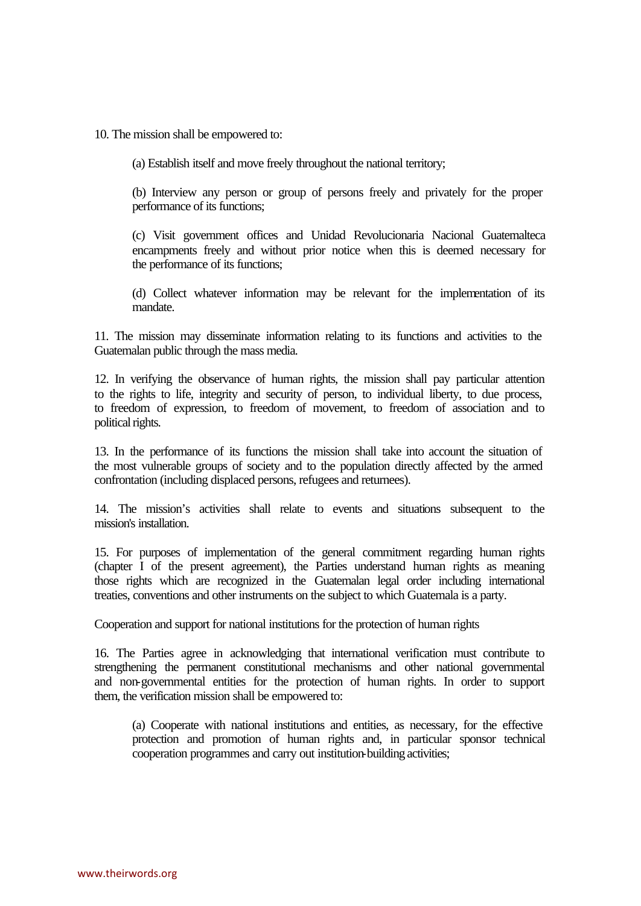10. The mission shall be empowered to:

(a) Establish itself and move freely throughout the national territory;

(b) Interview any person or group of persons freely and privately for the proper performance of its functions;

(c) Visit government offices and Unidad Revolucionaria Nacional Guatemalteca encampments freely and without prior notice when this is deemed necessary for the performance of its functions;

(d) Collect whatever information may be relevant for the implementation of its mandate.

11. The mission may disseminate information relating to its functions and activities to the Guatemalan public through the mass media.

12. In verifying the observance of human rights, the mission shall pay particular attention to the rights to life, integrity and security of person, to individual liberty, to due process, to freedom of expression, to freedom of movement, to freedom of association and to political rights.

13. In the performance of its functions the mission shall take into account the situation of the most vulnerable groups of society and to the population directly affected by the armed confrontation (including displaced persons, refugees and returnees).

14. The mission's activities shall relate to events and situations subsequent to the mission's installation.

15. For purposes of implementation of the general commitment regarding human rights (chapter I of the present agreement), the Parties understand human rights as meaning those rights which are recognized in the Guatemalan legal order including international treaties, conventions and other instruments on the subject to which Guatemala is a party.

Cooperation and support for national institutions for the protection of human rights

16. The Parties agree in acknowledging that international verification must contribute to strengthening the permanent constitutional mechanisms and other national governmental and non-governmental entities for the protection of human rights. In order to support them, the verification mission shall be empowered to:

(a) Cooperate with national institutions and entities, as necessary, for the effective protection and promotion of human rights and, in particular sponsor technical cooperation programmes and carry out institution-building activities;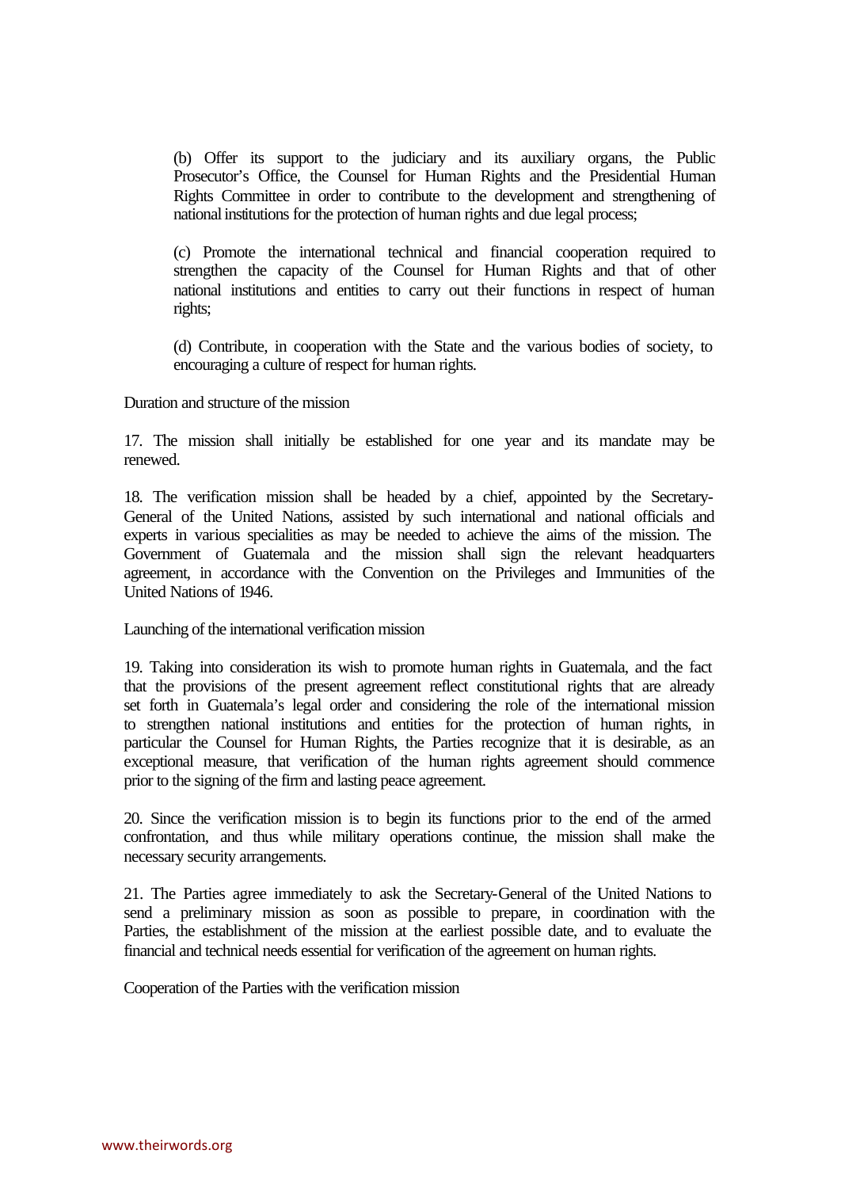(b) Offer its support to the judiciary and its auxiliary organs, the Public Prosecutor's Office, the Counsel for Human Rights and the Presidential Human Rights Committee in order to contribute to the development and strengthening of national institutions for the protection of human rights and due legal process;

(c) Promote the international technical and financial cooperation required to strengthen the capacity of the Counsel for Human Rights and that of other national institutions and entities to carry out their functions in respect of human rights;

(d) Contribute, in cooperation with the State and the various bodies of society, to encouraging a culture of respect for human rights.

Duration and structure of the mission

17. The mission shall initially be established for one year and its mandate may be renewed.

18. The verification mission shall be headed by a chief, appointed by the Secretary-General of the United Nations, assisted by such international and national officials and experts in various specialities as may be needed to achieve the aims of the mission. The Government of Guatemala and the mission shall sign the relevant headquarters agreement, in accordance with the Convention on the Privileges and Immunities of the United Nations of 1946.

Launching of the international verification mission

19. Taking into consideration its wish to promote human rights in Guatemala, and the fact that the provisions of the present agreement reflect constitutional rights that are already set forth in Guatemala's legal order and considering the role of the international mission to strengthen national institutions and entities for the protection of human rights, in particular the Counsel for Human Rights, the Parties recognize that it is desirable, as an exceptional measure, that verification of the human rights agreement should commence prior to the signing of the firm and lasting peace agreement.

20. Since the verification mission is to begin its functions prior to the end of the armed confrontation, and thus while military operations continue, the mission shall make the necessary security arrangements.

21. The Parties agree immediately to ask the Secretary-General of the United Nations to send a preliminary mission as soon as possible to prepare, in coordination with the Parties, the establishment of the mission at the earliest possible date, and to evaluate the financial and technical needs essential for verification of the agreement on human rights.

Cooperation of the Parties with the verification mission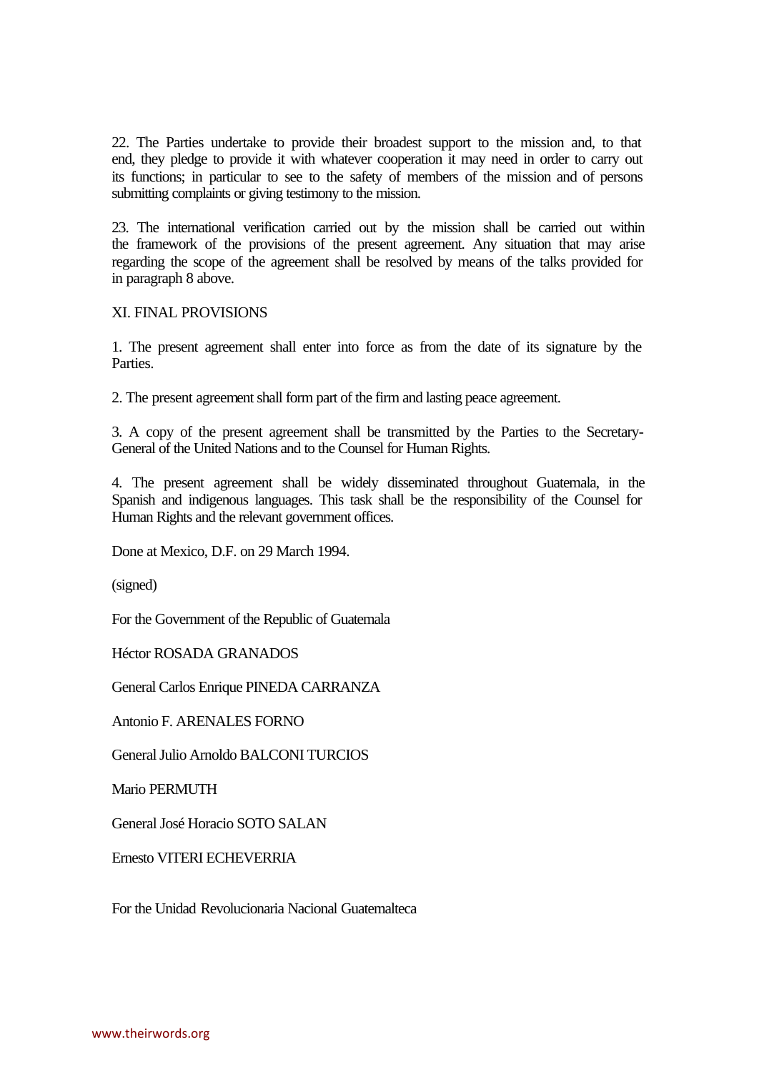22. The Parties undertake to provide their broadest support to the mission and, to that end, they pledge to provide it with whatever cooperation it may need in order to carry out its functions; in particular to see to the safety of members of the mission and of persons submitting complaints or giving testimony to the mission.

23. The international verification carried out by the mission shall be carried out within the framework of the provisions of the present agreement. Any situation that may arise regarding the scope of the agreement shall be resolved by means of the talks provided for in paragraph 8 above.

## XI. FINAL PROVISIONS

1. The present agreement shall enter into force as from the date of its signature by the Parties.

2. The present agreement shall form part of the firm and lasting peace agreement.

3. A copy of the present agreement shall be transmitted by the Parties to the Secretary-General of the United Nations and to the Counsel for Human Rights.

4. The present agreement shall be widely disseminated throughout Guatemala, in the Spanish and indigenous languages. This task shall be the responsibility of the Counsel for Human Rights and the relevant government offices.

Done at Mexico, D.F. on 29 March 1994.

(signed)

For the Government of the Republic of Guatemala

Héctor ROSADA GRANADOS

General Carlos Enrique PINEDA CARRANZA

Antonio F. ARENALES FORNO

General Julio Arnoldo BALCONI TURCIOS

Mario PERMUTH

General José Horacio SOTO SALAN

Ernesto VITERI ECHEVERRIA

For the Unidad Revolucionaria Nacional Guatemalteca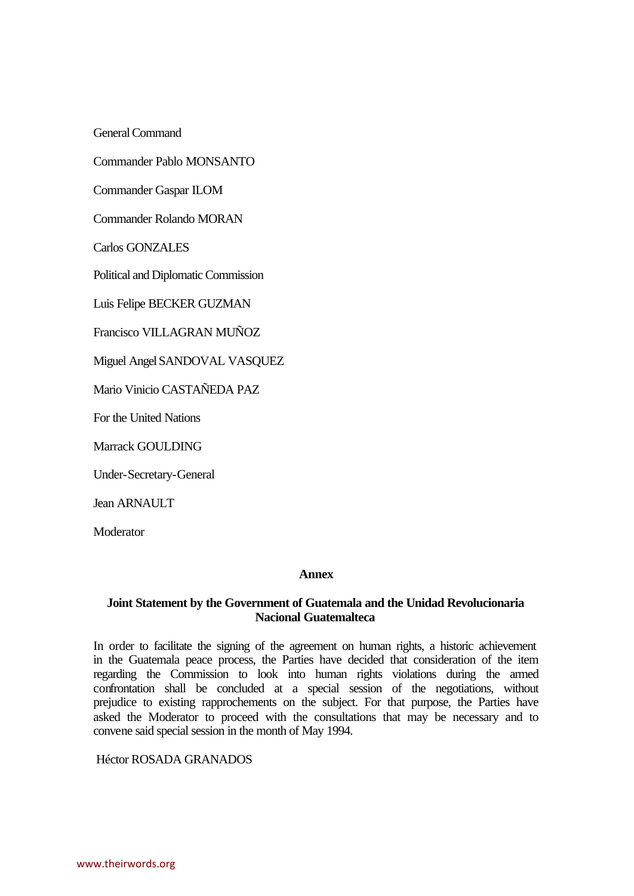General Command

Commander Pablo MONSANTO

Commander Gaspar ILOM

Commander Rolando MORAN

Carlos GONZALES

Political and Diplomatic Commission

Luis Felipe BECKER GUZMAN

Francisco VILLAGRAN MUÑOZ

Miguel Angel SANDOVAL VASQUEZ

Mario Vinicio CASTAÑEDA PAZ

For the United Nations

Marrack GOULDING

Under-Secretary-General

Jean ARNAULT

Moderator

## Annex

### Joint Statement by the Government of Guatemala and the Unidad Revolucionaria Nacional Guatemalteca

In order to facilitate the signing of the agreement on human rights, a historic achievement in the Guatemala peace process, the Parties have decided that consideration of the item regarding the Commission to look into human rights violations during the armed confrontation shall be concluded at a special session of the negotiations, without prejudice to existing rapprochements on the subject. For that purpose, the Parties have asked the Moderator to proceed with the consultations that may be necessary and to convene said special session in the month of May 1994.

Héctor ROSADA GRANADOS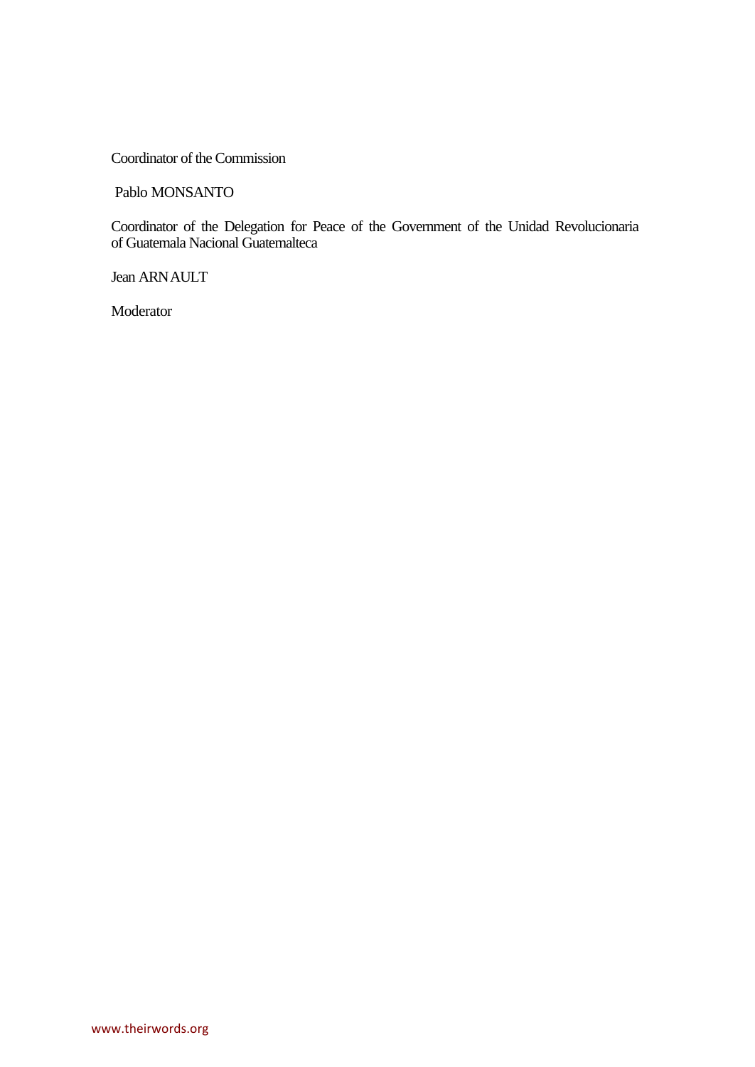Coordinator of the Commission

Pablo MONSANTO

Coordinator of the Delegation for Peace of the Government of the Unidad Revolucionaria of Guatemala Nacional Guatemalteca

Jean ARNAULT

Moderator